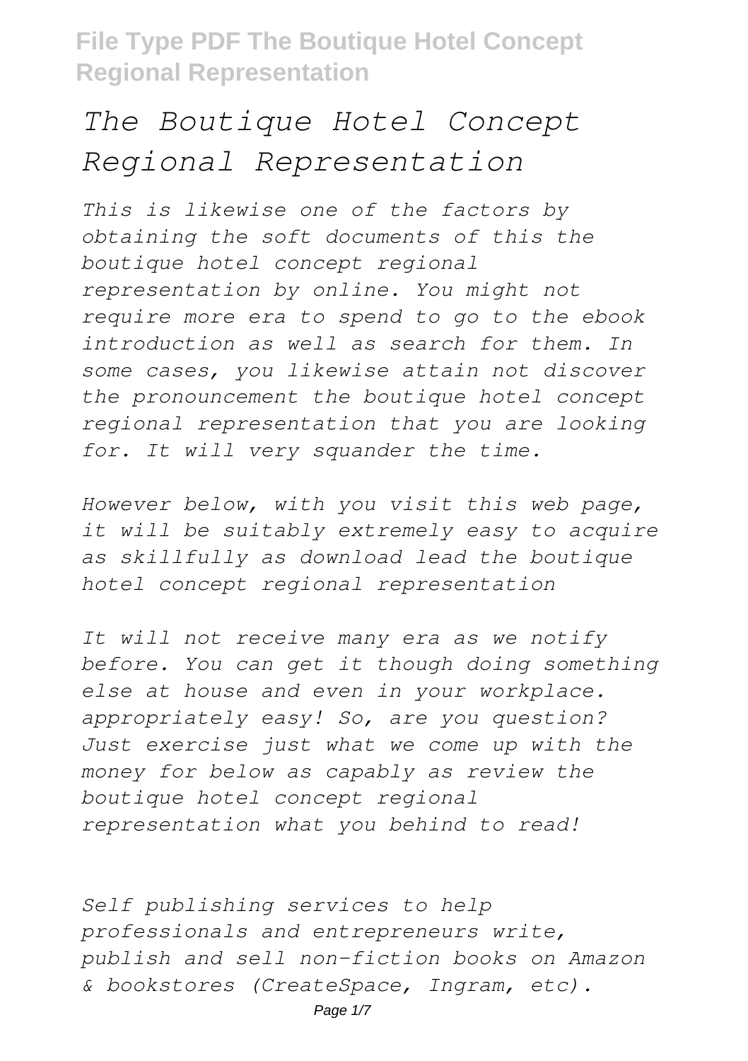# *The Boutique Hotel Concept Regional Representation*

*This is likewise one of the factors by obtaining the soft documents of this the boutique hotel concept regional representation by online. You might not require more era to spend to go to the ebook introduction as well as search for them. In some cases, you likewise attain not discover the pronouncement the boutique hotel concept regional representation that you are looking for. It will very squander the time.*

*However below, with you visit this web page, it will be suitably extremely easy to acquire as skillfully as download lead the boutique hotel concept regional representation*

*It will not receive many era as we notify before. You can get it though doing something else at house and even in your workplace. appropriately easy! So, are you question? Just exercise just what we come up with the money for below as capably as review the boutique hotel concept regional representation what you behind to read!*

*Self publishing services to help professionals and entrepreneurs write, publish and sell non-fiction books on Amazon & bookstores (CreateSpace, Ingram, etc).*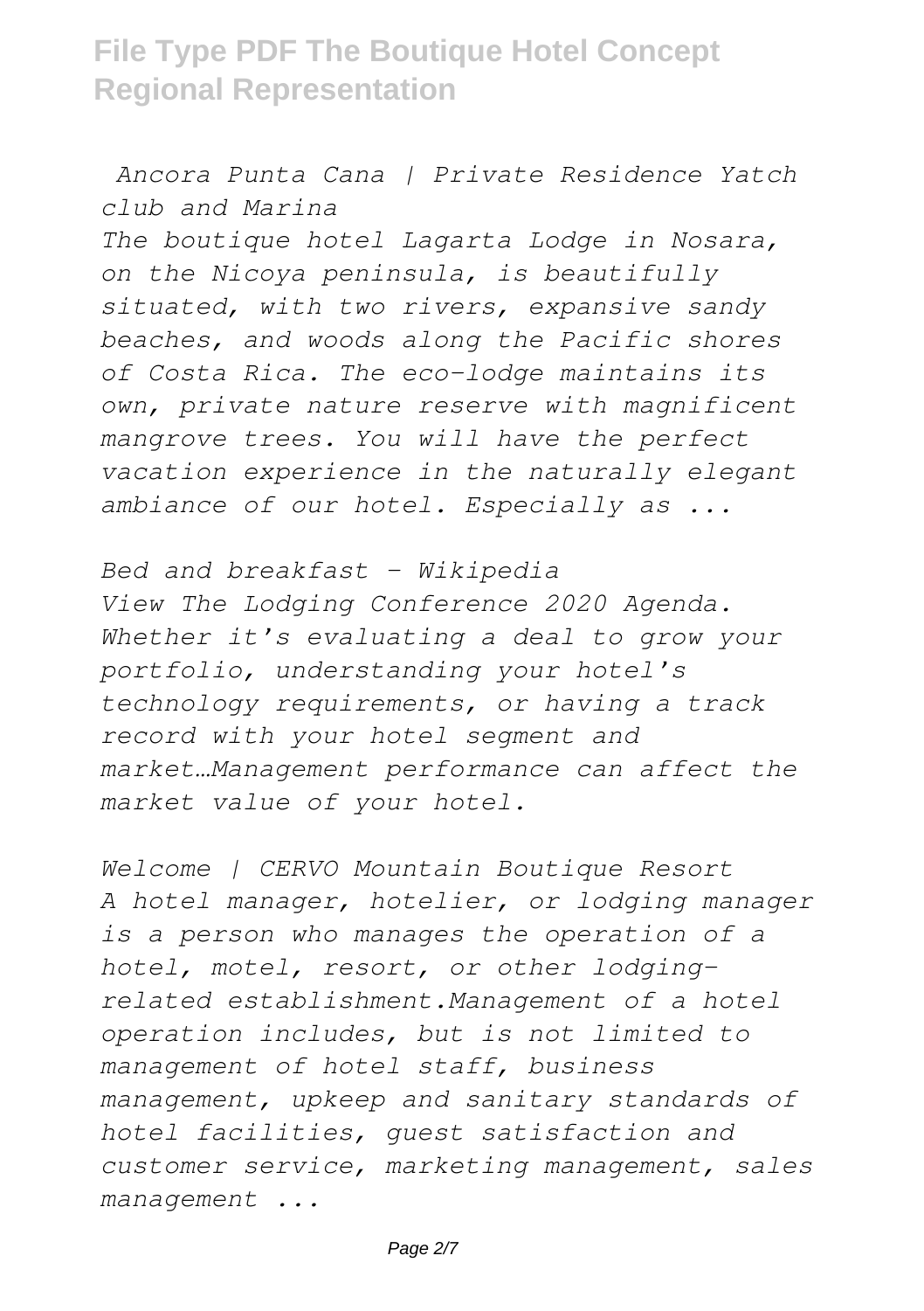*Ancora Punta Cana | Private Residence Yatch club and Marina*

*The boutique hotel Lagarta Lodge in Nosara, on the Nicoya peninsula, is beautifully situated, with two rivers, expansive sandy beaches, and woods along the Pacific shores of Costa Rica. The eco-lodge maintains its own, private nature reserve with magnificent mangrove trees. You will have the perfect vacation experience in the naturally elegant ambiance of our hotel. Especially as ...*

*Bed and breakfast - Wikipedia*

*View The Lodging Conference 2020 Agenda. Whether it's evaluating a deal to grow your portfolio, understanding your hotel's technology requirements, or having a track record with your hotel segment and market…Management performance can affect the market value of your hotel.*

*Welcome | CERVO Mountain Boutique Resort*

*A hotel manager, hotelier, or lodging manager is a person who manages the operation of a hotel, motel, resort, or other lodging-related establishment.Management of a hotel operation includes, but is not limited to management of hotel staff, business management, upkeep and sanitary standards of hotel facilities, guest satisfaction and customer service, marketing management, sales management ...*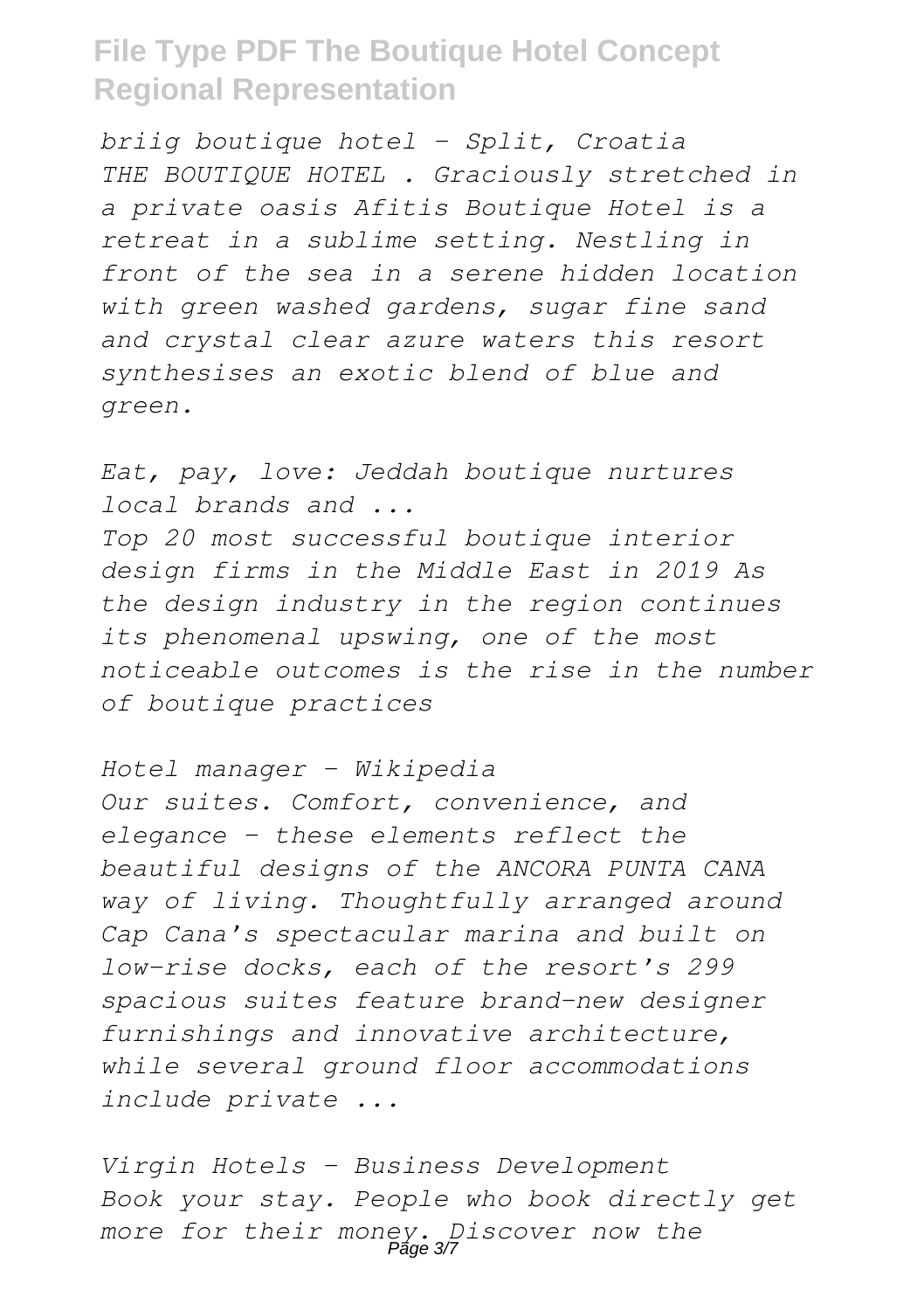*briig boutique hotel - Split, Croatia*
*THE BOUTIQUE HOTEL . Graciously stretched in a private oasis Afitis Boutique Hotel is a retreat in a sublime setting. Nestling in front of the sea in a serene hidden location with green washed gardens, sugar fine sand and crystal clear azure waters this resort synthesises an exotic blend of blue and green.*

*Eat, pay, love: Jeddah boutique nurtures local brands and ...*
*Top 20 most successful boutique interior design firms in the Middle East in 2019 As the design industry in the region continues its phenomenal upswing, one of the most noticeable outcomes is the rise in the number of boutique practices*

*Hotel manager - Wikipedia*
*Our suites. Comfort, convenience, and elegance – these elements reflect the beautiful designs of the ANCORA PUNTA CANA way of living. Thoughtfully arranged around Cap Cana's spectacular marina and built on low-rise docks, each of the resort's 299 spacious suites feature brand-new designer furnishings and innovative architecture, while several ground floor accommodations include private ...*

*Virgin Hotels - Business Development*
*Book your stay. People who book directly get more for their money. Discover now the*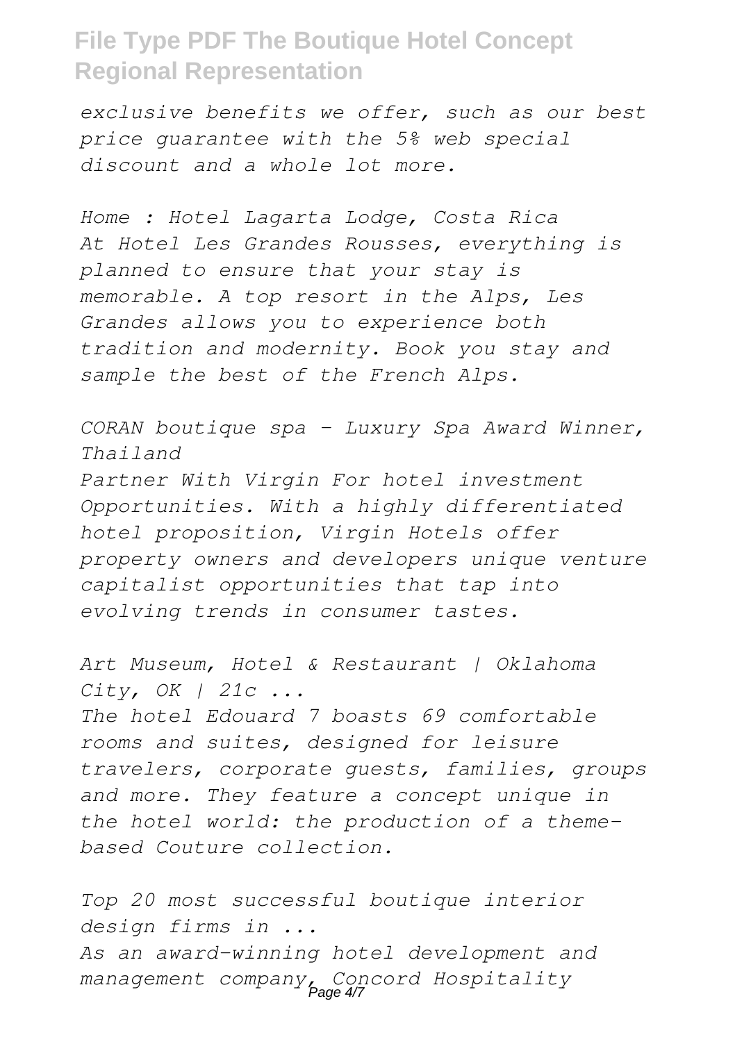*exclusive benefits we offer, such as our best price guarantee with the 5% web special discount and a whole lot more.*

*Home : Hotel Lagarta Lodge, Costa Rica*
*At Hotel Les Grandes Rousses, everything is planned to ensure that your stay is memorable. A top resort in the Alps, Les Grandes allows you to experience both tradition and modernity. Book you stay and sample the best of the French Alps.*

*CORAN boutique spa - Luxury Spa Award Winner, Thailand*
*Partner With Virgin For hotel investment Opportunities. With a highly differentiated hotel proposition, Virgin Hotels offer property owners and developers unique venture capitalist opportunities that tap into evolving trends in consumer tastes.*

*Art Museum, Hotel & Restaurant | Oklahoma City, OK | 21c ...*
*The hotel Edouard 7 boasts 69 comfortable rooms and suites, designed for leisure travelers, corporate guests, families, groups and more. They feature a concept unique in the hotel world: the production of a theme-based Couture collection.*

*Top 20 most successful boutique interior design firms in ...*
*As an award-winning hotel development and management company, Concord Hospitality*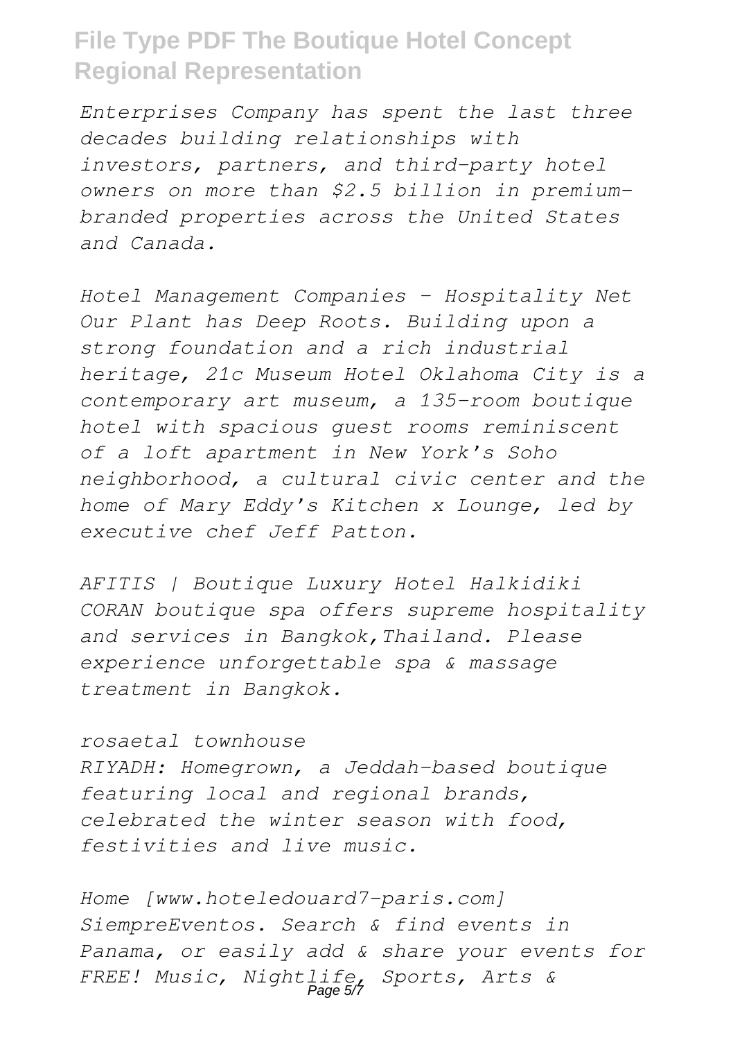*Enterprises Company has spent the last three decades building relationships with investors, partners, and third-party hotel owners on more than $2.5 billion in premium-branded properties across the United States and Canada.*

*Hotel Management Companies - Hospitality Net*
*Our Plant has Deep Roots. Building upon a strong foundation and a rich industrial heritage, 21c Museum Hotel Oklahoma City is a contemporary art museum, a 135-room boutique hotel with spacious guest rooms reminiscent of a loft apartment in New York's Soho neighborhood, a cultural civic center and the home of Mary Eddy's Kitchen x Lounge, led by executive chef Jeff Patton.*

*AFITIS | Boutique Luxury Hotel Halkidiki*
*CORAN boutique spa offers supreme hospitality and services in Bangkok,Thailand. Please experience unforgettable spa & massage treatment in Bangkok.*

*rosaetal townhouse*
*RIYADH: Homegrown, a Jeddah-based boutique featuring local and regional brands, celebrated the winter season with food, festivities and live music.*

*Home [www.hoteledouard7-paris.com]*
*SiempreEventos. Search & find events in Panama, or easily add & share your events for FREE! Music, Nightlife, Sports, Arts &*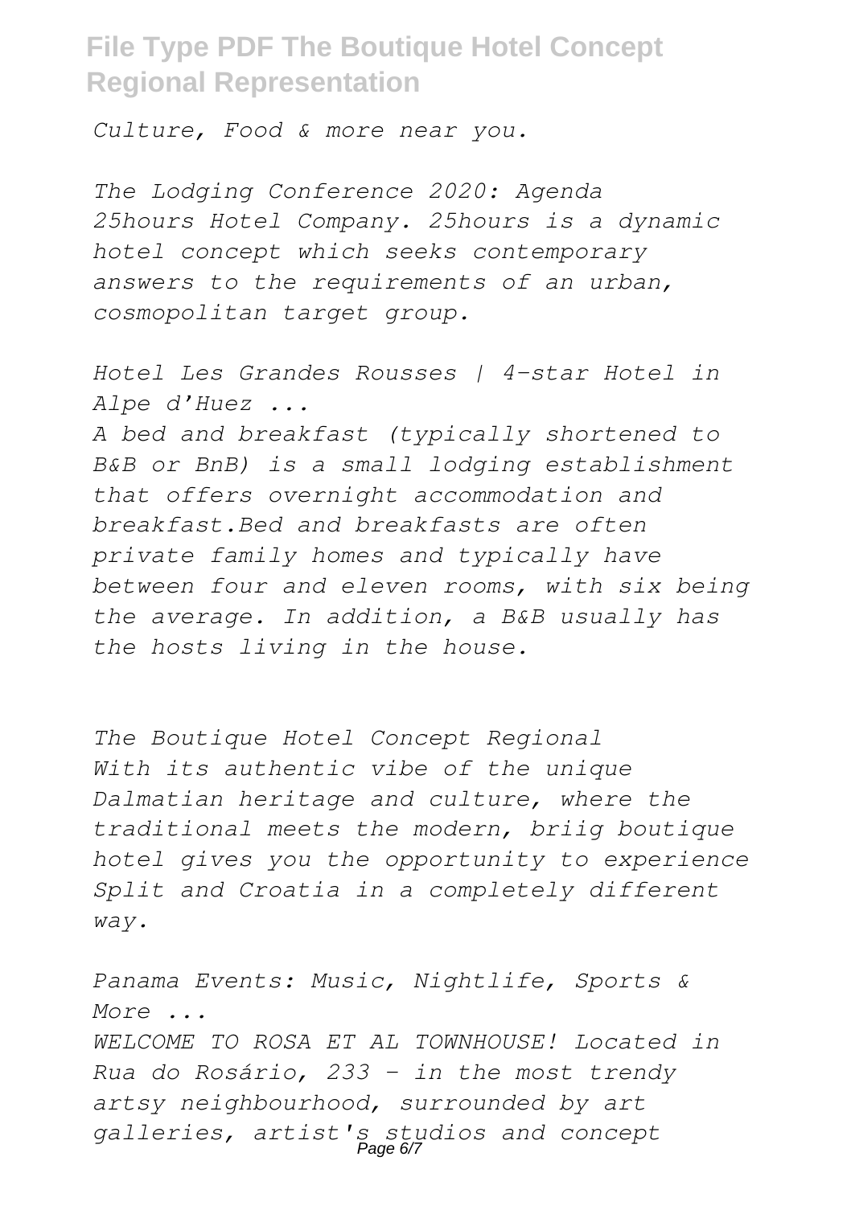*Culture, Food & more near you.*

*The Lodging Conference 2020: Agenda*
*25hours Hotel Company. 25hours is a dynamic hotel concept which seeks contemporary answers to the requirements of an urban, cosmopolitan target group.*

*Hotel Les Grandes Rousses | 4-star Hotel in Alpe d'Huez ...*
*A bed and breakfast (typically shortened to B&B or BnB) is a small lodging establishment that offers overnight accommodation and breakfast.Bed and breakfasts are often private family homes and typically have between four and eleven rooms, with six being the average. In addition, a B&B usually has the hosts living in the house.*

*The Boutique Hotel Concept Regional*
*With its authentic vibe of the unique Dalmatian heritage and culture, where the traditional meets the modern, briig boutique hotel gives you the opportunity to experience Split and Croatia in a completely different way.*

*Panama Events: Music, Nightlife, Sports & More ...*
*WELCOME TO ROSA ET AL TOWNHOUSE! Located in Rua do Rosário, 233 - in the most trendy artsy neighbourhood, surrounded by art galleries, artist's studios and concept*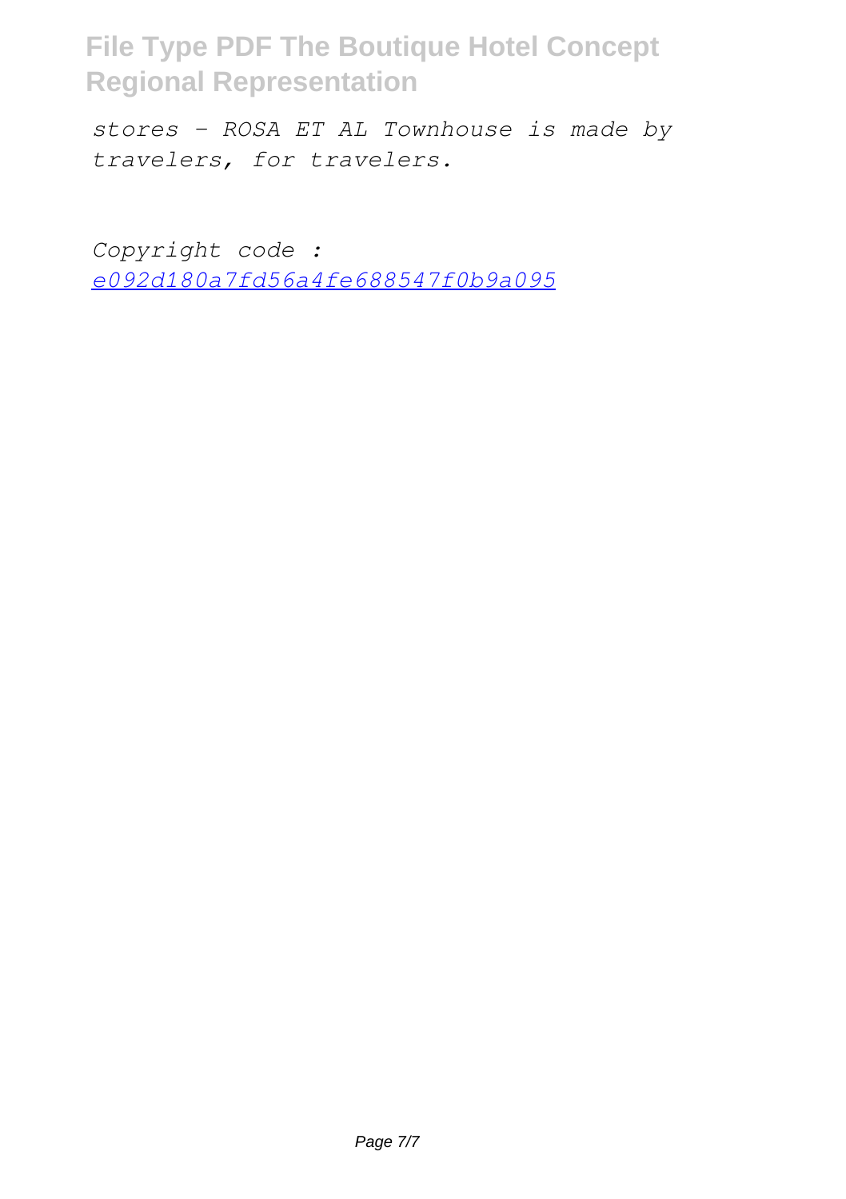*stores - ROSA ET AL Townhouse is made by travelers, for travelers.*

*Copyright code : [e092d180a7fd56a4fe688547f0b9a095]*